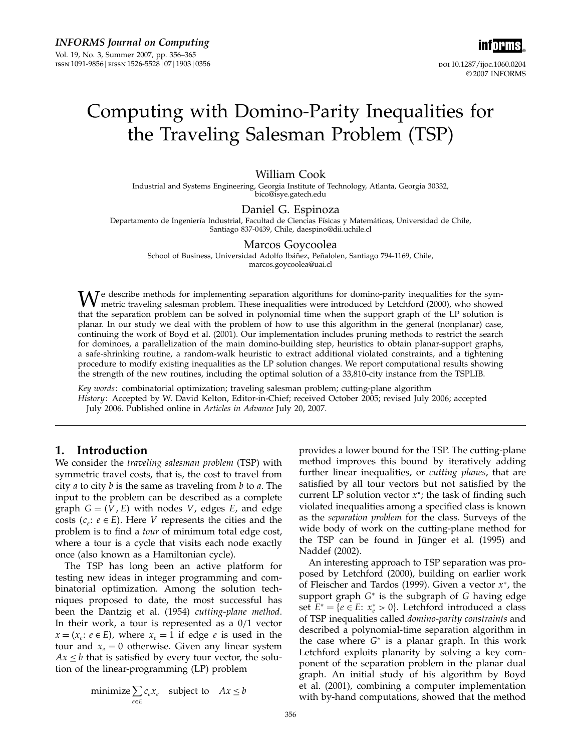# Computing with Domino-Parity Inequalities for the Traveling Salesman Problem (TSP)

**William Cook**
Industrial and Systems Engineering, Georgia Institute of Technology, Atlanta, Georgia 30332, bico@isye.gatech.edu

**Daniel G. Espinoza**
Departamento de Ingeniería Industrial, Facultad de Ciencias Físicas y Matemáticas, Universidad de Chile, Santiago 837-0439, Chile, daespino@dii.uchile.cl

**Marcos Goycoolea**
School of Business, Universidad Adolfo Ibáñez, Peñalolen, Santiago 794-1169, Chile, marcos.goycoolea@uai.cl

We describe methods for implementing separation algorithms for domino-parity inequalities for the symmetric traveling salesman problem. These inequalities were introduced by Letchford (2000), who showed that the separation problem can be solved in polynomial time when the support graph of the LP solution is planar. In our study we deal with the problem of how to use this algorithm in the general (nonplanar) case, continuing the work of Boyd et al. (2001). Our implementation includes pruning methods to restrict the search for dominoes, a parallelization of the main domino-building step, heuristics to obtain planar-support graphs, a safe-shrinking routine, a random-walk heuristic to extract additional violated constraints, and a tightening procedure to modify existing inequalities as the LP solution changes. We report computational results showing the strength of the new routines, including the optimal solution of a 33,810-city instance from the TSPLIB.

*Key words*: combinatorial optimization; traveling salesman problem; cutting-plane algorithm

*History*: Accepted by W. David Kelton, Editor-in-Chief; received October 2005; revised July 2006; accepted July 2006. Published online in *Articles in Advance* July 20, 2007.

## 1. Introduction

We consider the *traveling salesman problem* (TSP) with symmetric travel costs, that is, the cost to travel from city $a$ to city $b$ is the same as traveling from $b$ to $a$. The input to the problem can be described as a complete graph $G = (V, E)$ with nodes $V$, edges $E$, and edge costs $(c_e: e \in E)$. Here $V$ represents the cities and the problem is to find a *tour* of minimum total edge cost, where a tour is a cycle that visits each node exactly once (also known as a Hamiltonian cycle).

The TSP has long been an active platform for testing new ideas in integer programming and combinatorial optimization. Among the solution techniques proposed to date, the most successful has been the Dantzig et al. (1954) *cutting-plane method*. In their work, a tour is represented as a 0/1 vector $x = (x_e: e \in E)$, where $x_e = 1$ if edge $e$ is used in the tour and $x_e = 0$ otherwise. Given any linear system $Ax \leq b$ that is satisfied by every tour vector, the solution of the linear-programming (LP) problem

$$\text{minimize} \sum_{e \in E} c_e x_e \quad \text{subject to} \quad Ax \leq b$$

provides a lower bound for the TSP. The cutting-plane method improves this bound by iteratively adding further linear inequalities, or *cutting planes*, that are satisfied by all tour vectors but not satisfied by the current LP solution vector $x^*$; the task of finding such violated inequalities among a specified class is known as the *separation problem* for the class. Surveys of the wide body of work on the cutting-plane method for the TSP can be found in Jünger et al. (1995) and Naddef (2002).

An interesting approach to TSP separation was proposed by Letchford (2000), building on earlier work of Fleischer and Tardos (1999). Given a vector $x^*$, the support graph $G^*$ is the subgraph of $G$ having edge set $E^* = \{e \in E: x_e^* > 0\}$. Letchford introduced a class of TSP inequalities called *domino-parity constraints* and described a polynomial-time separation algorithm in the case where $G^*$ is a planar graph. In this work Letchford exploits planarity by solving a key component of the separation problem in the planar dual graph. An initial study of his algorithm by Boyd et al. (2001), combining a computer implementation with by-hand computations, showed that the method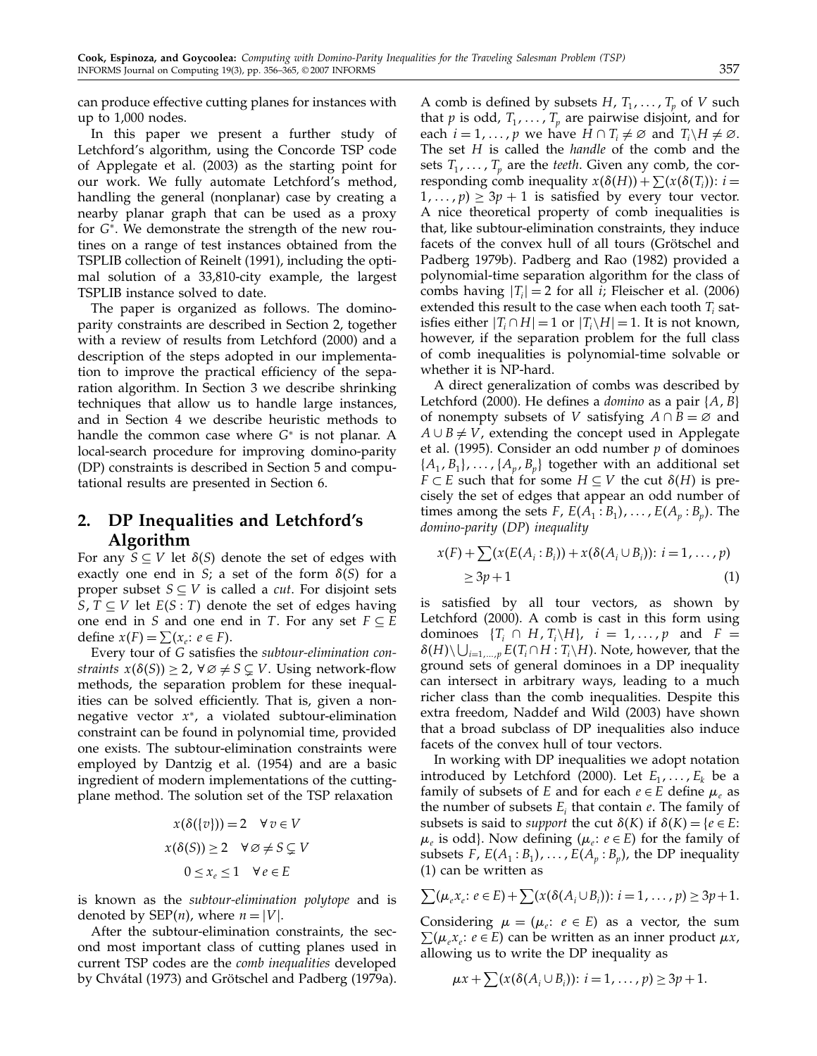can produce effective cutting planes for instances with up to 1,000 nodes.

In this paper we present a further study of Letchford's algorithm, using the Concorde TSP code of Applegate et al. (2003) as the starting point for our work. We fully automate Letchford's method, handling the general (nonplanar) case by creating a nearby planar graph that can be used as a proxy for $G^*$. We demonstrate the strength of the new routines on a range of test instances obtained from the TSPLIB collection of Reinelt (1991), including the optimal solution of a 33,810-city example, the largest TSPLIB instance solved to date.

The paper is organized as follows. The domino-parity constraints are described in Section 2, together with a review of results from Letchford (2000) and a description of the steps adopted in our implementation to improve the practical efficiency of the separation algorithm. In Section 3 we describe shrinking techniques that allow us to handle large instances, and in Section 4 we describe heuristic methods to handle the common case where $G^*$ is not planar. A local-search procedure for improving domino-parity (DP) constraints is described in Section 5 and computational results are presented in Section 6.

## 2. DP Inequalities and Letchford's Algorithm

For any $S \subseteq V$ let $\delta(S)$ denote the set of edges with exactly one end in $S$; a set of the form $\delta(S)$ for a proper subset $S \subseteq V$ is called a *cut*. For disjoint sets $S, T \subseteq V$ let $E(S:T)$ denote the set of edges having one end in $S$ and one end in $T$. For any set $F \subseteq E$ define $x(F) = \sum(x_e\colon e \in F)$.

Every tour of $G$ satisfies the *subtour-elimination constraints* $x(\delta(S)) \geq 2$, $\forall \varnothing \neq S \subsetneq V$. Using network-flow methods, the separation problem for these inequalities can be solved efficiently. That is, given a nonnegative vector $x^*$, a violated subtour-elimination constraint can be found in polynomial time, provided one exists. The subtour-elimination constraints were employed by Dantzig et al. (1954) and are a basic ingredient of modern implementations of the cutting-plane method. The solution set of the TSP relaxation

$$x(\delta(\{v\})) = 2 \quad \forall v \in V$$
$$x(\delta(S)) \geq 2 \quad \forall \varnothing \neq S \subsetneq V$$
$$0 \leq x_e \leq 1 \quad \forall e \in E$$

is known as the *subtour-elimination polytope* and is denoted by $\text{SEP}(n)$, where $n = |V|$.

After the subtour-elimination constraints, the second most important class of cutting planes used in current TSP codes are the *comb inequalities* developed by Chvátal (1973) and Grötschel and Padberg (1979a). A comb is defined by subsets $H, T_1, \ldots, T_p$ of $V$ such that $p$ is odd, $T_1, \ldots, T_p$ are pairwise disjoint, and for each $i = 1, \ldots, p$ we have $H \cap T_i \neq \varnothing$ and $T_i \backslash H \neq \varnothing$. The set $H$ is called the *handle* of the comb and the sets $T_1, \ldots, T_p$ are the *teeth*. Given any comb, the corresponding comb inequality $x(\delta(H)) + \sum(x(\delta(T_i))\colon i = 1, \ldots, p) \geq 3p + 1$ is satisfied by every tour vector. A nice theoretical property of comb inequalities is that, like subtour-elimination constraints, they induce facets of the convex hull of all tours (Grötschel and Padberg 1979b). Padberg and Rao (1982) provided a polynomial-time separation algorithm for the class of combs having $|T_i| = 2$ for all $i$; Fleischer et al. (2006) extended this result to the case when each tooth $T_i$ satisfies either $|T_i \cap H| = 1$ or $|T_i \backslash H| = 1$. It is not known, however, if the separation problem for the full class of comb inequalities is polynomial-time solvable or whether it is NP-hard.

A direct generalization of combs was described by Letchford (2000). He defines a *domino* as a pair $\{A, B\}$ of nonempty subsets of $V$ satisfying $A \cap B = \varnothing$ and $A \cup B \neq V$, extending the concept used in Applegate et al. (1995). Consider an odd number $p$ of dominoes $\{A_1, B_1\}, \ldots, \{A_p, B_p\}$ together with an additional set $F \subset E$ such that for some $H \subseteq V$ the cut $\delta(H)$ is precisely the set of edges that appear an odd number of times among the sets $F, E(A_1:B_1), \ldots, E(A_p:B_p)$. The *domino-parity* (*DP*) *inequality*

$$x(F) + \sum(x(E(A_i:B_i)) + x(\delta(A_i \cup B_i))\colon i = 1, \ldots, p) \geq 3p + 1 \tag{1}$$

is satisfied by all tour vectors, as shown by Letchford (2000). A comb is cast in this form using dominoes $\{T_i \cap H, T_i \backslash H\}$, $i = 1, \ldots, p$ and $F = \delta(H) \backslash \bigcup_{i=1,\ldots,p} E(T_i \cap H : T_i \backslash H)$. Note, however, that the ground sets of general dominoes in a DP inequality can intersect in arbitrary ways, leading to a much richer class than the comb inequalities. Despite this extra freedom, Naddef and Wild (2003) have shown that a broad subclass of DP inequalities also induce facets of the convex hull of tour vectors.

In working with DP inequalities we adopt notation introduced by Letchford (2000). Let $E_1, \ldots, E_k$ be a family of subsets of $E$ and for each $e \in E$ define $\mu_e$ as the number of subsets $E_i$ that contain $e$. The family of subsets is said to *support* the cut $\delta(K)$ if $\delta(K) = \{e \in E\colon \mu_e \text{ is odd}\}$. Now defining $(\mu_e\colon e \in E)$ for the family of subsets $F, E(A_1:B_1), \ldots, E(A_p:B_p)$, the DP inequality (1) can be written as

$$\sum(\mu_e x_e\colon e \in E) + \sum(x(\delta(A_i \cup B_i))\colon i = 1, \ldots, p) \geq 3p + 1.$$

Considering $\mu = (\mu_e\colon e \in E)$ as a vector, the sum $\sum(\mu_e x_e\colon e \in E)$ can be written as an inner product $\mu x$, allowing us to write the DP inequality as

$$\mu x + \sum(x(\delta(A_i \cup B_i))\colon i = 1, \ldots, p) \geq 3p + 1.$$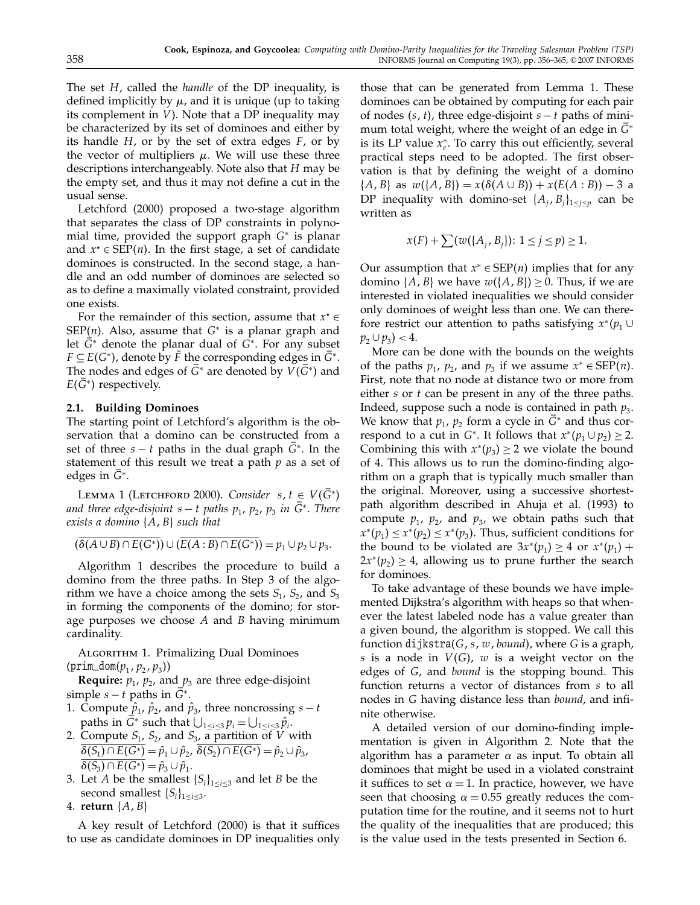The set $H$, called the *handle* of the DP inequality, is defined implicitly by $\mu$, and it is unique (up to taking its complement in $V$). Note that a DP inequality may be characterized by its set of dominoes and either by its handle $H$, or by the set of extra edges $F$, or by the vector of multipliers $\mu$. We will use these three descriptions interchangeably. Note also that $H$ may be the empty set, and thus it may not define a cut in the usual sense.

Letchford (2000) proposed a two-stage algorithm that separates the class of DP constraints in polynomial time, provided the support graph $G^*$ is planar and $x^* \in \text{SEP}(n)$. In the first stage, a set of candidate dominoes is constructed. In the second stage, a handle and an odd number of dominoes are selected so as to define a maximally violated constraint, provided one exists.

For the remainder of this section, assume that $x^* \in \text{SEP}(n)$. Also, assume that $G^*$ is a planar graph and let $\bar{G}^*$ denote the planar dual of $G^*$. For any subset $F \subseteq E(G^*)$, denote by $\bar{F}$ the corresponding edges in $\bar{G}^*$. The nodes and edges of $\bar{G}^*$ are denoted by $V(\bar{G}^*)$ and $E(\bar{G}^*)$ respectively.

### 2.1. Building Dominoes

The starting point of Letchford's algorithm is the observation that a domino can be constructed from a set of three $s-t$ paths in the dual graph $\bar{G}^*$. In the statement of this result we treat a path $p$ as a set of edges in $\bar{G}^*$.

Lemma 1 (Letchford 2000). *Consider $s, t \in V(\bar{G}^*)$ and three edge-disjoint $s-t$ paths $p_1$, $p_2$, $p_3$ in $\bar{G}^*$. There exists a domino $\{A, B\}$ such that*

$$(\overline{\delta(A \cup B) \cap E(G^*)}) \cup (\overline{E(A : B) \cap E(G^*)}) = p_1 \cup p_2 \cup p_3.$$

Algorithm 1 describes the procedure to build a domino from the three paths. In Step 3 of the algorithm we have a choice among the sets $S_1$, $S_2$, and $S_3$ in forming the components of the domino; for storage purposes we choose $A$ and $B$ having minimum cardinality.

Algorithm 1. Primalizing Dual Dominoes (prim_dom($p_1, p_2, p_3$))

**Require:** $p_1$, $p_2$, and $p_3$ are three edge-disjoint simple $s-t$ paths in $\bar{G}^*$.

1. Compute $\hat{p}_1$, $\hat{p}_2$, and $\hat{p}_3$, three noncrossing $s-t$ paths in $\bar{G}^*$ such that $\bigcup_{1\le i\le 3} p_i = \bigcup_{1\le i\le 3} \hat{p}_i$.
2. Compute $S_1$, $S_2$, and $S_3$, a partition of $V$ with $\overline{\delta(S_1) \cap E(G^*)} = \hat{p}_1 \cup \hat{p}_2$, $\overline{\delta(S_2) \cap E(G^*)} = \hat{p}_2 \cup \hat{p}_3$, $\overline{\delta(S_3) \cap E(G^*)} = \hat{p}_3 \cup \hat{p}_1$.
3. Let $A$ be the smallest $\{S_i\}_{1\le i\le 3}$ and let $B$ be the second smallest $\{S_i\}_{1\le i\le 3}$.
4. **return** $\{A, B\}$

A key result of Letchford (2000) is that it suffices to use as candidate dominoes in DP inequalities only those that can be generated from Lemma 1. These dominoes can be obtained by computing for each pair of nodes $(s, t)$, three edge-disjoint $s-t$ paths of minimum total weight, where the weight of an edge in $\bar{G}^*$ is its LP value $x^*_e$. To carry this out efficiently, several practical steps need to be adopted. The first observation is that by defining the weight of a domino $\{A, B\}$ as $w(\{A, B\}) = x(\delta(A \cup B)) + x(E(A : B)) - 3$ a DP inequality with domino-set $\{A_j, B_j\}_{1\le j\le p}$ can be written as

$$x(F) + \sum (w(\{A_j, B_j\}) \colon 1 \le j \le p) \ge 1.$$

Our assumption that $x^* \in \text{SEP}(n)$ implies that for any domino $\{A, B\}$ we have $w(\{A, B\}) \ge 0$. Thus, if we are interested in violated inequalities we should consider only dominoes of weight less than one. We can therefore restrict our attention to paths satisfying $x^*(p_1 \cup p_2 \cup p_3) < 4$.

More can be done with the bounds on the weights of the paths $p_1$, $p_2$, and $p_3$ if we assume $x^* \in \text{SEP}(n)$. First, note that no node at distance two or more from either $s$ or $t$ can be present in any of the three paths. Indeed, suppose such a node is contained in path $p_3$. We know that $p_1$, $p_2$ form a cycle in $\bar{G}^*$ and thus correspond to a cut in $G^*$. It follows that $x^*(p_1 \cup p_2) \ge 2$. Combining this with $x^*(p_3) \ge 2$ we violate the bound of 4. This allows us to run the domino-finding algorithm on a graph that is typically much smaller than the original. Moreover, using a successive shortest-path algorithm described in Ahuja et al. (1993) to compute $p_1$, $p_2$, and $p_3$, we obtain paths such that $x^*(p_1) \le x^*(p_2) \le x^*(p_3)$. Thus, sufficient conditions for the bound to be violated are $3x^*(p_1) \ge 4$ or $x^*(p_1) + 2x^*(p_2) \ge 4$, allowing us to prune further the search for dominoes.

To take advantage of these bounds we have implemented Dijkstra's algorithm with heaps so that whenever the latest labeled node has a value greater than a given bound, the algorithm is stopped. We call this function dijkstra($G, s, w, bound$), where $G$ is a graph, $s$ is a node in $V(G)$, $w$ is a weight vector on the edges of $G$, and *bound* is the stopping bound. This function returns a vector of distances from $s$ to all nodes in $G$ having distance less than *bound*, and infinite otherwise.

A detailed version of our domino-finding implementation is given in Algorithm 2. Note that the algorithm has a parameter $\alpha$ as input. To obtain all dominoes that might be used in a violated constraint it suffices to set $\alpha = 1$. In practice, however, we have seen that choosing $\alpha = 0.55$ greatly reduces the computation time for the routine, and it seems not to hurt the quality of the inequalities that are produced; this is the value used in the tests presented in Section 6.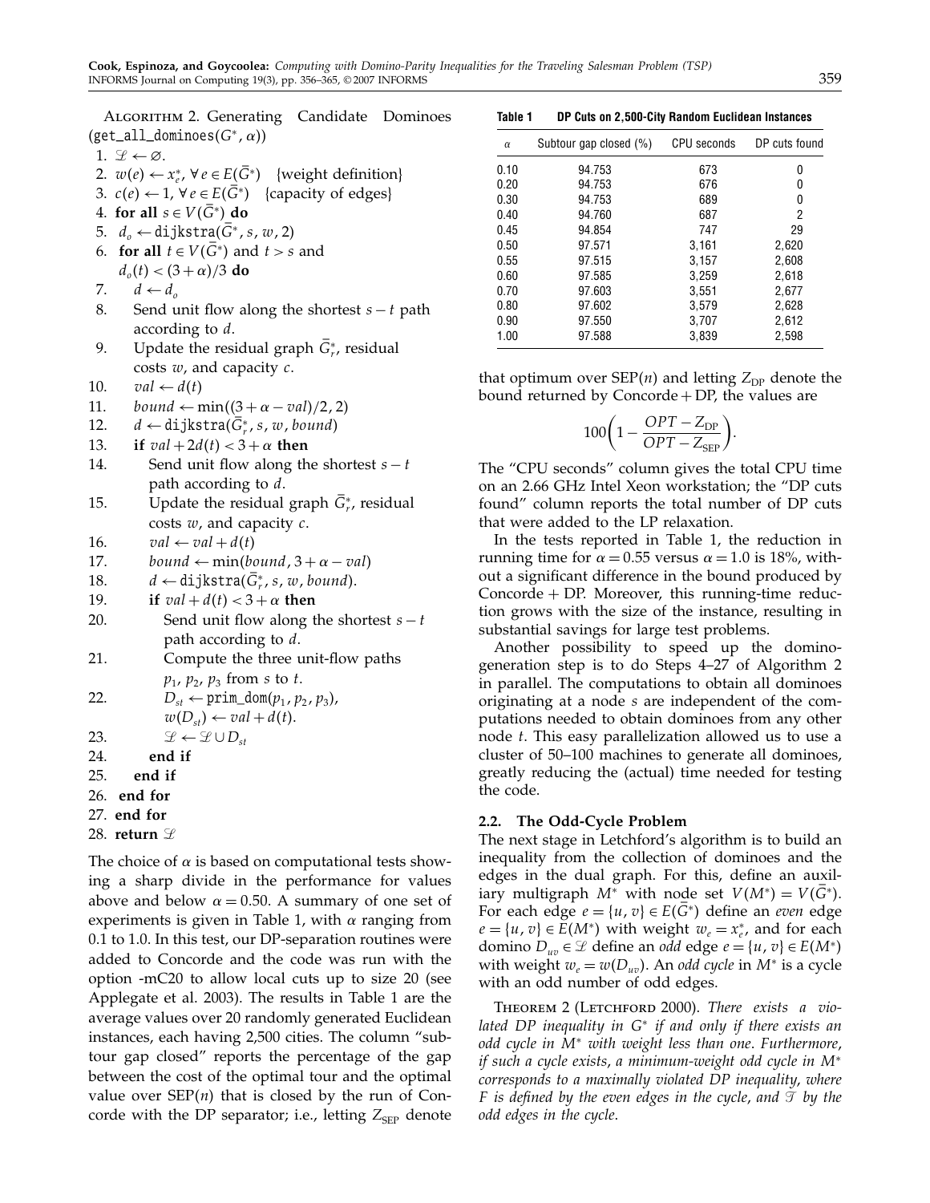Algorithm 2. Generating Candidate Dominoes (get_all_dominoes($G^*, \alpha$))

1. $\mathcal{L} \leftarrow \emptyset$.
2. $w(e) \leftarrow x_e^*, \forall e \in E(\bar{G}^*)$ {weight definition}
3. $c(e) \leftarrow 1, \forall e \in E(\bar{G}^*)$ {capacity of edges}
4. **for all** $s \in V(\bar{G}^*)$ **do**
5. $d_o \leftarrow$ dijkstra($\bar{G}^*, s, w, 2$)
6. **for all** $t \in V(\bar{G}^*)$ and $t > s$ and $d_o(t) < (3+\alpha)/3$ **do**
7. $d \leftarrow d_o$
8. Send unit flow along the shortest $s-t$ path according to $d$.
9. Update the residual graph $\bar{G}_r^*$, residual costs $w$, and capacity $c$.
10. $val \leftarrow d(t)$
11. $bound \leftarrow \min((3+\alpha-val)/2, 2)$
12. $d \leftarrow$ dijkstra($\bar{G}_r^*, s, w, bound$)
13. **if** $val + 2d(t) < 3+\alpha$ **then**
14. Send unit flow along the shortest $s-t$ path according to $d$.
15. Update the residual graph $\bar{G}_r^*$, residual costs $w$, and capacity $c$.
16. $val \leftarrow val + d(t)$
17. $bound \leftarrow \min(bound, 3+\alpha-val)$
18. $d \leftarrow$ dijkstra($\bar{G}_r^*, s, w, bound$).
19. **if** $val + d(t) < 3+\alpha$ **then**
20. Send unit flow along the shortest $s-t$ path according to $d$.
21. Compute the three unit-flow paths $p_1, p_2, p_3$ from $s$ to $t$.
22. $D_{st} \leftarrow$ prim_dom($p_1, p_2, p_3$), $w(D_{st}) \leftarrow val + d(t)$.
23. $\mathcal{L} \leftarrow \mathcal{L} \cup D_{st}$
24. **end if**
25. **end if**
26. **end for**
27. **end for**
28. **return** $\mathcal{L}$

The choice of $\alpha$ is based on computational tests showing a sharp divide in the performance for values above and below $\alpha = 0.50$. A summary of one set of experiments is given in Table 1, with $\alpha$ ranging from 0.1 to 1.0. In this test, our DP-separation routines were added to Concorde and the code was run with the option -mC20 to allow local cuts up to size 20 (see Applegate et al. 2003). The results in Table 1 are the average values over 20 randomly generated Euclidean instances, each having 2,500 cities. The column "subtour gap closed" reports the percentage of the gap between the cost of the optimal tour and the optimal value over SEP($n$) that is closed by the run of Concorde with the DP separator; i.e., letting $Z_{\text{SEP}}$ denote that optimum over SEP($n$) and letting $Z_{\text{DP}}$ denote the bound returned by Concorde + DP, the values are

$$100\left(1 - \frac{OPT - Z_{\text{DP}}}{OPT - Z_{\text{SEP}}}\right).$$

The "CPU seconds" column gives the total CPU time on an 2.66 GHz Intel Xeon workstation; the "DP cuts found" column reports the total number of DP cuts that were added to the LP relaxation.

**Table 1** DP Cuts on 2,500-City Random Euclidean Instances

| $\alpha$ | Subtour gap closed (%) | CPU seconds | DP cuts found |
|---|---|---|---|
| 0.10 | 94.753 | 673 | 0 |
| 0.20 | 94.753 | 676 | 0 |
| 0.30 | 94.753 | 689 | 0 |
| 0.40 | 94.760 | 687 | 2 |
| 0.45 | 94.854 | 747 | 29 |
| 0.50 | 97.571 | 3,161 | 2,620 |
| 0.55 | 97.515 | 3,157 | 2,608 |
| 0.60 | 97.585 | 3,259 | 2,618 |
| 0.70 | 97.603 | 3,551 | 2,677 |
| 0.80 | 97.602 | 3,579 | 2,628 |
| 0.90 | 97.550 | 3,707 | 2,612 |
| 1.00 | 97.588 | 3,839 | 2,598 |

In the tests reported in Table 1, the reduction in running time for $\alpha = 0.55$ versus $\alpha = 1.0$ is 18%, without a significant difference in the bound produced by Concorde + DP. Moreover, this running-time reduction grows with the size of the instance, resulting in substantial savings for large test problems.

Another possibility to speed up the domino-generation step is to do Steps 4–27 of Algorithm 2 in parallel. The computations to obtain all dominoes originating at a node $s$ are independent of the computations needed to obtain dominoes from any other node $t$. This easy parallelization allowed us to use a cluster of 50–100 machines to generate all dominoes, greatly reducing the (actual) time needed for testing the code.

### 2.2. The Odd-Cycle Problem

The next stage in Letchford's algorithm is to build an inequality from the collection of dominoes and the edges in the dual graph. For this, define an auxiliary multigraph $M^*$ with node set $V(M^*) = V(\bar{G}^*)$. For each edge $e = \{u, v\} \in E(\bar{G}^*)$ define an *even* edge $e = \{u, v\} \in E(M^*)$ with weight $w_e = x_e^*$, and for each domino $D_{uv} \in \mathcal{L}$ define an *odd* edge $e = \{u, v\} \in E(M^*)$ with weight $w_e = w(D_{uv})$. An *odd cycle* in $M^*$ is a cycle with an odd number of odd edges.

Theorem 2 (Letchford 2000). *There exists a violated DP inequality in $G^*$ if and only if there exists an odd cycle in $M^*$ with weight less than one. Furthermore, if such a cycle exists, a minimum-weight odd cycle in $M^*$ corresponds to a maximally violated DP inequality, where $F$ is defined by the even edges in the cycle, and $\mathcal{T}$ by the odd edges in the cycle.*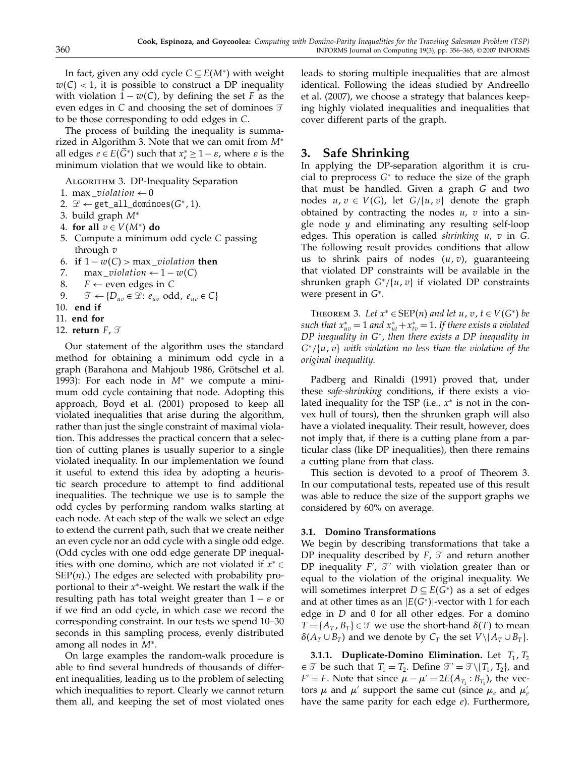In fact, given any odd cycle $C \subseteq E(M^*)$ with weight $w(C) < 1$, it is possible to construct a DP inequality with violation $1 - w(C)$, by defining the set $F$ as the even edges in $C$ and choosing the set of dominoes $\mathcal{T}$ to be those corresponding to odd edges in $C$.

The process of building the inequality is summarized in Algorithm 3. Note that we can omit from $M^*$ all edges $e \in E(\bar{G}^*)$ such that $x^*_e \geq 1 - \varepsilon$, where $\varepsilon$ is the minimum violation that we would like to obtain.

Algorithm 3. DP-Inequality Separation

1. max_*violation* $\leftarrow 0$
2. $\mathcal{L} \leftarrow$ `get_all_dominoes`$(G^*, 1)$.
3. build graph $M^*$
4. **for all** $v \in V(M^*)$ **do**
5. Compute a minimum odd cycle $C$ passing through $v$
6. **if** $1 - w(C) >$ max_*violation* **then**
7. max_*violation* $\leftarrow 1 - w(C)$
8. $F \leftarrow$ even edges in $C$
9. $\mathcal{T} \leftarrow \{D_{uv} \in \mathcal{L} \colon e_{uv}$ odd, $e_{uv} \in C\}$
10. **end if**
11. **end for**
12. **return** $F$, $\mathcal{T}$

Our statement of the algorithm uses the standard method for obtaining a minimum odd cycle in a graph (Barahona and Mahjoub 1986, Grötschel et al. 1993): For each node in $M^*$ we compute a minimum odd cycle containing that node. Adopting this approach, Boyd et al. (2001) proposed to keep all violated inequalities that arise during the algorithm, rather than just the single constraint of maximal violation. This addresses the practical concern that a selection of cutting planes is usually superior to a single violated inequality. In our implementation we found it useful to extend this idea by adopting a heuristic search procedure to attempt to find additional inequalities. The technique we use is to sample the odd cycles by performing random walks starting at each node. At each step of the walk we select an edge to extend the current path, such that we create neither an even cycle nor an odd cycle with a single odd edge. (Odd cycles with one odd edge generate DP inequalities with one domino, which are not violated if $x^* \in \text{SEP}(n)$.) The edges are selected with probability proportional to their $x^*$-weight. We restart the walk if the resulting path has total weight greater than $1 - \varepsilon$ or if we find an odd cycle, in which case we record the corresponding constraint. In our tests we spend 10–30 seconds in this sampling process, evenly distributed among all nodes in $M^*$.

On large examples the random-walk procedure is able to find several hundreds of thousands of different inequalities, leading us to the problem of selecting which inequalities to report. Clearly we cannot return them all, and keeping the set of most violated ones leads to storing multiple inequalities that are almost identical. Following the ideas studied by Andreello et al. (2007), we choose a strategy that balances keeping highly violated inequalities and inequalities that cover different parts of the graph.

# 3. Safe Shrinking

In applying the DP-separation algorithm it is crucial to preprocess $G^*$ to reduce the size of the graph that must be handled. Given a graph $G$ and two nodes $u, v \in V(G)$, let $G/\{u, v\}$ denote the graph obtained by contracting the nodes $u$, $v$ into a single node $y$ and eliminating any resulting self-loop edges. This operation is called *shrinking* $u$, $v$ in $G$. The following result provides conditions that allow us to shrink pairs of nodes $(u, v)$, guaranteeing that violated DP constraints will be available in the shrunken graph $G^*/\{u, v\}$ if violated DP constraints were present in $G^*$.

Theorem 3. *Let $x^* \in \text{SEP}(n)$ and let $u, v, t \in V(G^*)$ be such that $x^*_{uv} = 1$ and $x^*_{ut} + x^*_{tv} = 1$. If there exists a violated DP inequality in $G^*$, then there exists a DP inequality in $G^*/\{u, v\}$ with violation no less than the violation of the original inequality.*

Padberg and Rinaldi (1991) proved that, under these *safe-shrinking* conditions, if there exists a violated inequality for the TSP (i.e., $x^*$ is not in the convex hull of tours), then the shrunken graph will also have a violated inequality. Their result, however, does not imply that, if there is a cutting plane from a particular class (like DP inequalities), then there remains a cutting plane from that class.

This section is devoted to a proof of Theorem 3. In our computational tests, repeated use of this result was able to reduce the size of the support graphs we considered by 60% on average.

## 3.1. Domino Transformations

We begin by describing transformations that take a DP inequality described by $F$, $\mathcal{T}$ and return another DP inequality $F'$, $\mathcal{T}'$ with violation greater than or equal to the violation of the original inequality. We will sometimes interpret $D \subseteq E(G^*)$ as a set of edges and at other times as an $|E(G^*)|$-vector with 1 for each edge in $D$ and 0 for all other edges. For a domino $T = \{A_T, B_T\} \in \mathcal{T}$ we use the short-hand $\delta(T)$ to mean $\delta(A_T \cup B_T)$ and we denote by $C_T$ the set $V \setminus \{A_T \cup B_T\}$.

**3.1.1. Duplicate-Domino Elimination.** Let $T_1, T_2 \in \mathcal{T}$ be such that $T_1 = T_2$. Define $\mathcal{T}' = \mathcal{T} \setminus \{T_1, T_2\}$, and $F' = F$. Note that since $\mu - \mu' = 2E(A_{T_1} : B_{T_1})$, the vectors $\mu$ and $\mu'$ support the same cut (since $\mu_e$ and $\mu'_e$ have the same parity for each edge $e$). Furthermore,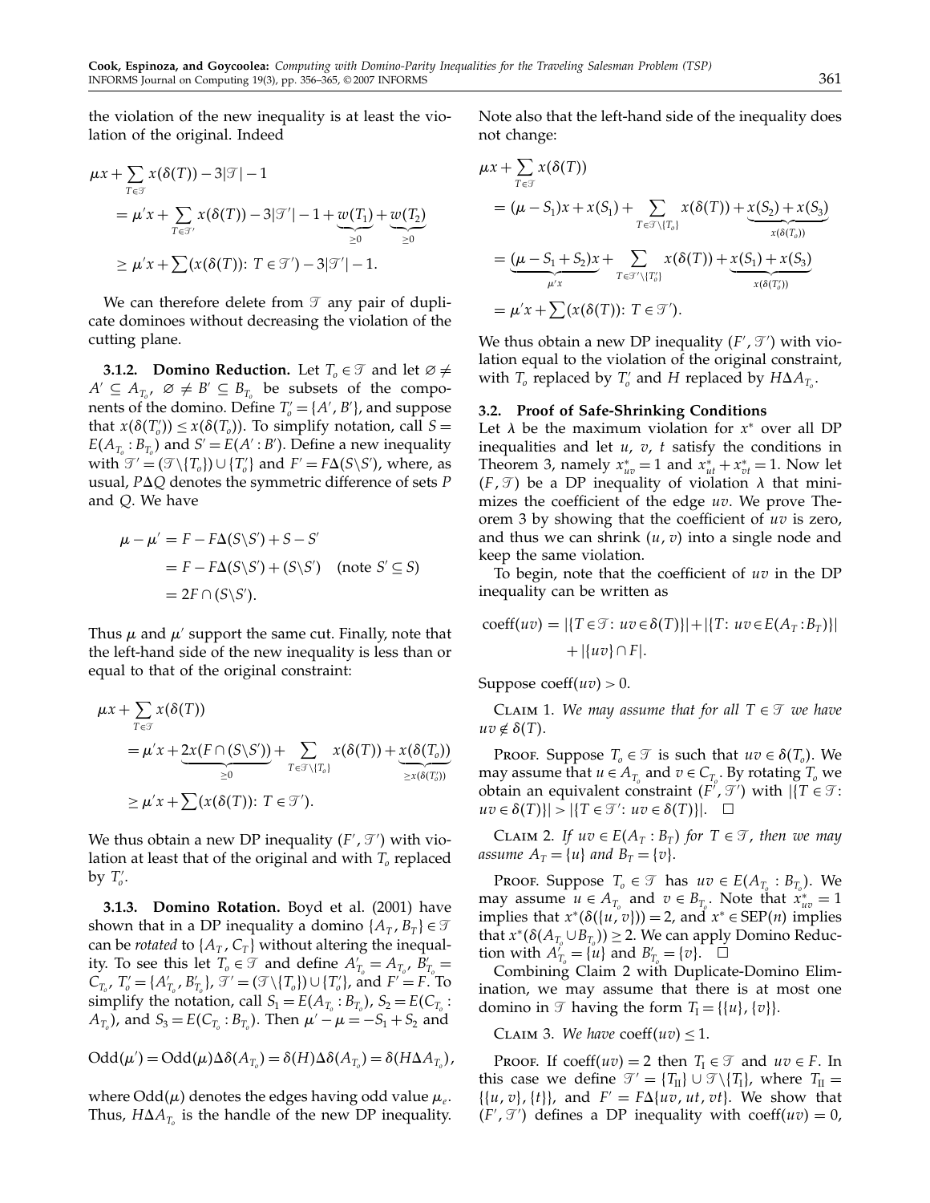the violation of the new inequality is at least the violation of the original. Indeed

$$
\begin{aligned}
\mu x + \sum_{T\in\mathcal{T}} x(\delta(T)) - 3|\mathcal{T}| - 1
&= \mu' x + \sum_{T\in\mathcal{T}'} x(\delta(T)) - 3|\mathcal{T}'| - 1 + \underbrace{w(T_1)}_{\geq 0} + \underbrace{w(T_2)}_{\geq 0} \\
&\geq \mu' x + \sum (x(\delta(T)) \colon T \in \mathcal{T}') - 3|\mathcal{T}'| - 1.
\end{aligned}
$$

We can therefore delete from $\mathcal{T}$ any pair of duplicate dominoes without decreasing the violation of the cutting plane.

**3.1.2. Domino Reduction.** Let $T_o \in \mathcal{T}$ and let $\varnothing \neq A' \subseteq A_{T_o}$, $\varnothing \neq B' \subseteq B_{T_o}$ be subsets of the components of the domino. Define $T'_o = \{A', B'\}$, and suppose that $x(\delta(T'_o)) \leq x(\delta(T_o))$. To simplify notation, call $S = E(A_{T_o} : B_{T_o})$ and $S' = E(A' : B')$. Define a new inequality with $\mathcal{T}' = (\mathcal{T} \setminus \{T_o\}) \cup \{T'_o\}$ and $F' = F\Delta(S\setminus S')$, where, as usual, $P\Delta Q$ denotes the symmetric difference of sets $P$ and $Q$. We have

$$
\begin{aligned}
\mu - \mu' &= F - F\Delta(S\setminus S') + S - S' \\
&= F - F\Delta(S\setminus S') + (S\setminus S') \quad \text{(note } S' \subseteq S\text{)} \\
&= 2F \cap (S\setminus S').
\end{aligned}
$$

Thus $\mu$ and $\mu'$ support the same cut. Finally, note that the left-hand side of the new inequality is less than or equal to that of the original constraint:

$$
\begin{aligned}
\mu x + \sum_{T\in\mathcal{T}} x(\delta(T))
&= \mu' x + \underbrace{2x(F\cap(S\setminus S'))}_{\geq 0} + \sum_{T\in\mathcal{T}\setminus\{T_o\}} x(\delta(T)) + \underbrace{x(\delta(T_o))}_{\geq x(\delta(T'_o))} \\
&\geq \mu' x + \sum (x(\delta(T)) \colon T \in \mathcal{T}').
\end{aligned}
$$

We thus obtain a new DP inequality $(F', \mathcal{T}')$ with violation at least that of the original and with $T_o$ replaced by $T'_o$.

**3.1.3. Domino Rotation.** Boyd et al. (2001) have shown that in a DP inequality a domino $\{A_T, B_T\} \in \mathcal{T}$ can be *rotated* to $\{A_T, C_T\}$ without altering the inequality. To see this let $T_o \in \mathcal{T}$ and define $A'_{T_o} = A_{T_o}$, $B'_{T_o} = C_{T_o}$, $T'_o = \{A'_{T_o}, B'_{T_o}\}$, $\mathcal{T}' = (\mathcal{T}\setminus\{T_o\}) \cup \{T'_o\}$, and $F' = F$. To simplify the notation, call $S_1 = E(A_{T_o} : B_{T_o})$, $S_2 = E(C_{T_o} : A_{T_o})$, and $S_3 = E(C_{T_o} : B_{T_o})$. Then $\mu' - \mu = -S_1 + S_2$ and

$$
\text{Odd}(\mu') = \text{Odd}(\mu)\Delta\delta(A_{T_o}) = \delta(H)\Delta\delta(A_{T_o}) = \delta(H\Delta A_{T_o}),
$$

where $\text{Odd}(\mu)$ denotes the edges having odd value $\mu_e$. Thus, $H\Delta A_{T_o}$ is the handle of the new DP inequality. Note also that the left-hand side of the inequality does not change:

$$
\begin{aligned}
\mu x + \sum_{T\in\mathcal{T}} x(\delta(T))
&= (\mu - S_1)x + x(S_1) + \sum_{T\in\mathcal{T}\setminus\{T_o\}} x(\delta(T)) + \underbrace{x(S_2) + x(S_3)}_{x(\delta(T_o))} \\
&= \underbrace{(\mu - S_1 + S_2)x}_{\mu' x} + \sum_{T\in\mathcal{T}'\setminus\{T'_o\}} x(\delta(T)) + \underbrace{x(S_1) + x(S_3)}_{x(\delta(T'_o))} \\
&= \mu' x + \sum (x(\delta(T)) \colon T \in \mathcal{T}').
\end{aligned}
$$

We thus obtain a new DP inequality $(F', \mathcal{T}')$ with violation equal to the violation of the original constraint, with $T_o$ replaced by $T'_o$ and $H$ replaced by $H\Delta A_{T_o}$.

### 3.2. Proof of Safe-Shrinking Conditions

Let $\lambda$ be the maximum violation for $x^*$ over all DP inequalities and let $u$, $v$, $t$ satisfy the conditions in Theorem 3, namely $x^*_{uv} = 1$ and $x^*_{ut} + x^*_{vt} = 1$. Now let $(F, \mathcal{T})$ be a DP inequality of violation $\lambda$ that minimizes the coefficient of the edge $uv$. We prove Theorem 3 by showing that the coefficient of $uv$ is zero, and thus we can shrink $(u, v)$ into a single node and keep the same violation.

To begin, note that the coefficient of $uv$ in the DP inequality can be written as

$$
\text{coeff}(uv) = |\{T \in \mathcal{T} \colon uv \in \delta(T)\}| + |\{T \colon uv \in E(A_T : B_T)\}| + |\{uv\} \cap F|.
$$

Suppose $\text{coeff}(uv) > 0$.

Claim 1. *We may assume that for all $T \in \mathcal{T}$ we have $uv \notin \delta(T)$.*

Proof. Suppose $T_o \in \mathcal{T}$ is such that $uv \in \delta(T_o)$. We may assume that $u \in A_{T_o}$ and $v \in C_{T_o}$. By rotating $T_o$ we obtain an equivalent constraint $(F', \mathcal{T}')$ with $|\{T \in \mathcal{T} \colon uv \in \delta(T)\}| > |\{T \in \mathcal{T}' \colon uv \in \delta(T)\}|$. $\square$

Claim 2. *If $uv \in E(A_T : B_T)$ for $T \in \mathcal{T}$, then we may assume $A_T = \{u\}$ and $B_T = \{v\}$.*

Proof. Suppose $T_o \in \mathcal{T}$ has $uv \in E(A_{T_o} : B_{T_o})$. We may assume $u \in A_{T_o}$ and $v \in B_{T_o}$. Note that $x^*_{uv} = 1$ implies that $x^*(\delta(\{u, v\})) = 2$, and $x^* \in \text{SEP}(n)$ implies that $x^*(\delta(A_{T_o} \cup B_{T_o})) \geq 2$. We can apply Domino Reduction with $A'_{T_o} = \{u\}$ and $B'_{T_o} = \{v\}$. $\square$

Combining Claim 2 with Duplicate-Domino Elimination, we may assume that there is at most one domino in $\mathcal{T}$ having the form $T_{\text{I}} = \{\{u\}, \{v\}\}$.

Claim 3. *We have $\text{coeff}(uv) \leq 1$.*

Proof. If $\text{coeff}(uv) = 2$ then $T_{\text{I}} \in \mathcal{T}$ and $uv \in F$. In this case we define $\mathcal{T}' = \{T_{\text{II}}\} \cup \mathcal{T}\setminus\{T_{\text{I}}\}$, where $T_{\text{II}} = \{\{u, v\}, \{t\}\}$, and $F' = F\Delta\{uv, ut, vt\}$. We show that $(F', \mathcal{T}')$ defines a DP inequality with $\text{coeff}(uv) = 0$,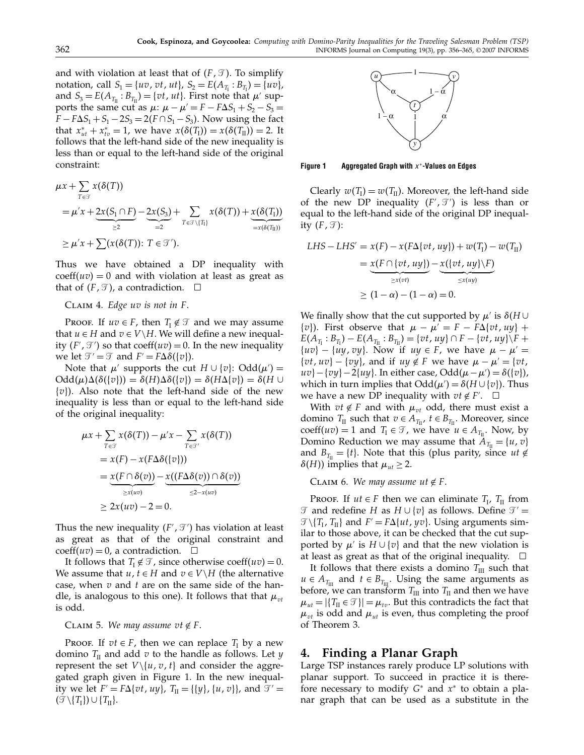and with violation at least that of $(F, \mathcal{T})$. To simplify notation, call $S_1 = \{uv, vt, ut\}$, $S_2 = E(A_{T_I} : B_{T_I}) = \{uv\}$, and $S_3 = E(A_{T_{II}} : B_{T_{II}}) = \{vt, ut\}$. First note that $\mu'$ supports the same cut as $\mu$: $\mu - \mu' = F - F\Delta S_1 + S_2 - S_3 = F - F\Delta S_1 + S_1 - 2S_3 = 2(F \cap S_1 - S_3)$. Now using the fact that $x^*_{ut} + x^*_{tv} = 1$, we have $x(\delta(T_I)) = x(\delta(T_{II})) = 2$. It follows that the left-hand side of the new inequality is less than or equal to the left-hand side of the original constraint:

$$
\begin{aligned}
&\mu x + \sum_{T\in\mathcal{T}} x(\delta(T)) \\
&= \mu' x + \underbrace{2x(S_1 \cap F)}_{\geq 2} - \underbrace{2x(S_3)}_{=2} + \sum_{T\in\mathcal{T}\setminus\{T_I\}} x(\delta(T)) + \underbrace{x(\delta(T_I))}_{=x(\delta(T_{II}))} \\
&\geq \mu' x + \sum (x(\delta(T)) \colon T \in \mathcal{T}').
\end{aligned}
$$

Thus we have obtained a DP inequality with $\text{coeff}(uv) = 0$ and with violation at least as great as that of $(F, \mathcal{T})$, a contradiction. $\square$

Claim 4. *Edge $uv$ is not in $F$.*

Proof. If $uv \in F$, then $T_I \notin \mathcal{T}$ and we may assume that $u \in H$ and $v \in V\setminus H$. We will define a new inequality $(F', \mathcal{T}')$ so that $\text{coeff}(uv) = 0$. In the new inequality we let $\mathcal{T}' = \mathcal{T}$ and $F' = F\Delta\delta(\{v\})$.

Note that $\mu'$ supports the cut $H \cup \{v\}$: $\text{Odd}(\mu') = \text{Odd}(\mu)\Delta(\delta(\{v\})) = \delta(H)\Delta\delta(\{v\}) = \delta(H\Delta\{v\}) = \delta(H \cup \{v\})$. Also note that the left-hand side of the new inequality is less than or equal to the left-hand side of the original inequality:

$$
\begin{aligned}
&\mu x + \sum_{T\in\mathcal{T}} x(\delta(T)) - \mu' x - \sum_{T\in\mathcal{T}'} x(\delta(T)) \\
&= x(F) - x(F\Delta\delta(\{v\})) \\
&= \underbrace{x(F \cap \delta(v))}_{\geq x(uv)} - \underbrace{x((F\Delta\delta(v)) \cap \delta(v))}_{\leq 2 - x(uv)} \\
&\geq 2x(uv) - 2 = 0.
\end{aligned}
$$

Thus the new inequality $(F', \mathcal{T}')$ has violation at least as great as that of the original constraint and $\text{coeff}(uv) = 0$, a contradiction. $\square$

It follows that $T_I \notin \mathcal{T}$, since otherwise $\text{coeff}(uv) = 0$. We assume that $u, t \in H$ and $v \in V\setminus H$ (the alternative case, when $v$ and $t$ are on the same side of the handle, is analogous to this one). It follows that that $\mu_{vt}$ is odd.

Claim 5. *We may assume $vt \notin F$.*

Proof. If $vt \in F$, then we can replace $T_I$ by a new domino $T_{II}$ and add $v$ to the handle as follows. Let $y$ represent the set $V\setminus\{u, v, t\}$ and consider the aggregated graph given in Figure 1. In the new inequality we let $F' = F\Delta\{vt, uy\}$, $T_{II} = \{\{y\}, \{u, v\}\}$, and $\mathcal{T}' = (\mathcal{T}\setminus\{T_I\}) \cup \{T_{II}\}$.

Figure 1 Aggregated Graph with $x^*$-Values on Edges

Clearly $w(T_I) = w(T_{II})$. Moreover, the left-hand side of the new DP inequality $(F', \mathcal{T}')$ is less than or equal to the left-hand side of the original DP inequality $(F, \mathcal{T})$:

$$
\begin{aligned}
LHS - LHS' &= x(F) - x(F\Delta\{vt, uy\}) + w(T_I) - w(T_{II}) \\
&= \underbrace{x(F \cap \{vt, uy\})}_{\geq x(vt)} - \underbrace{x(\{vt, uy\}\setminus F)}_{\leq x(uy)} \\
&\geq (1-\alpha) - (1-\alpha) = 0.
\end{aligned}
$$

We finally show that the cut supported by $\mu'$ is $\delta(H \cup \{v\})$. First observe that $\mu - \mu' = F - F\Delta\{vt, uy\} + E(A_{T_I} : B_{T_I}) - E(A_{T_{II}} : B_{T_{II}}) = \{vt, uy\} \cap F - \{vt, uy\}\setminus F + \{uv\} - \{uy, vy\}$. Now if $uy \in F$, we have $\mu - \mu' = \{vt, uv\} - \{vy\}$, and if $uy \notin F$ we have $\mu - \mu' = \{vt, uv\} - \{vy\} - 2\{uy\}$. In either case, $\text{Odd}(\mu - \mu') = \delta(\{v\})$, which in turn implies that $\text{Odd}(\mu') = \delta(H \cup \{v\})$. Thus we have a new DP inequality with $vt \notin F'$. $\square$

With $vt \notin F$ and with $\mu_{vt}$ odd, there must exist a domino $T_{II}$ such that $v \in A_{T_{II}}$, $t \in B_{T_{II}}$. Moreover, since $\text{coeff}(uv) = 1$ and $T_I \in \mathcal{T}$, we have $u \in A_{T_{II}}$. Now, by Domino Reduction we may assume that $A_{T_{II}} = \{u, v\}$ and $B_{T_{II}} = \{t\}$. Note that this (plus parity, since $ut \notin \delta(H)$) implies that $\mu_{ut} \geq 2$.

Claim 6. *We may assume $ut \notin F$.*

Proof. If $ut \in F$ then we can eliminate $T_I$, $T_{II}$ from $\mathcal{T}$ and redefine $H$ as $H \cup \{v\}$ as follows. Define $\mathcal{T}' = \mathcal{T}\setminus\{T_I, T_{II}\}$ and $F' = F\Delta\{ut, yv\}$. Using arguments similar to those above, it can be checked that the cut supported by $\mu'$ is $H \cup \{v\}$ and that the new violation is at least as great as that of the original inequality. $\square$

It follows that there exists a domino $T_{III}$ such that $u \in A_{T_{III}}$ and $t \in B_{T_{III}}$. Using the same arguments as before, we can transform $T_{III}$ into $T_{II}$ and then we have $\mu_{ut} = |\{T_{II} \in \mathcal{T}\}| = \mu_{tv}$. But this contradicts the fact that $\mu_{vt}$ is odd and $\mu_{ut}$ is even, thus completing the proof of Theorem 3.

## 4. Finding a Planar Graph

Large TSP instances rarely produce LP solutions with planar support. To succeed in practice it is therefore necessary to modify $G^*$ and $x^*$ to obtain a planar graph that can be used as a substitute in the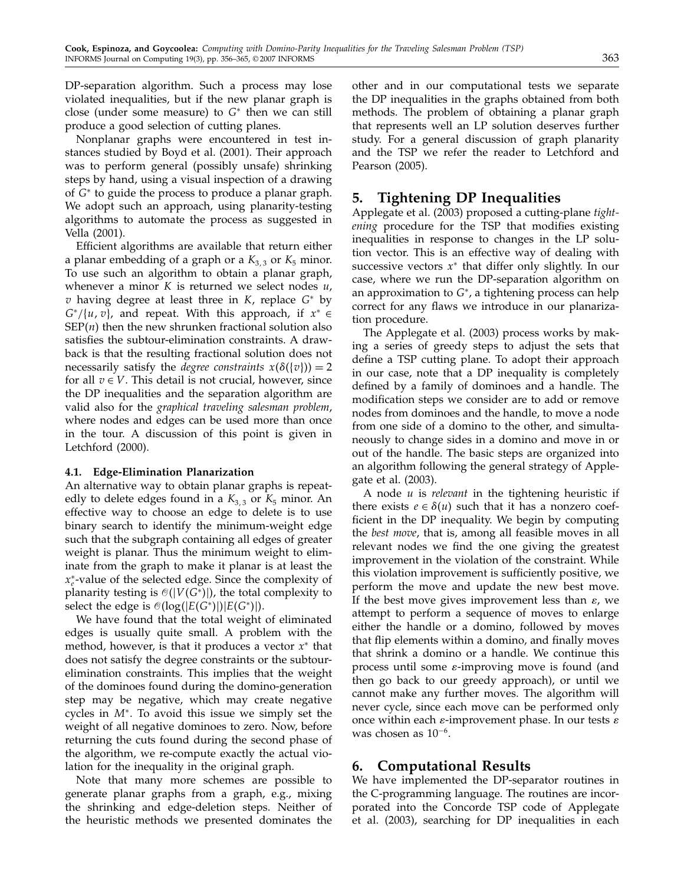DP-separation algorithm. Such a process may lose violated inequalities, but if the new planar graph is close (under some measure) to $G^*$ then we can still produce a good selection of cutting planes.

Nonplanar graphs were encountered in test instances studied by Boyd et al. (2001). Their approach was to perform general (possibly unsafe) shrinking steps by hand, using a visual inspection of a drawing of $G^*$ to guide the process to produce a planar graph. We adopt such an approach, using planarity-testing algorithms to automate the process as suggested in Vella (2001).

Efficient algorithms are available that return either a planar embedding of a graph or a $K_{3,3}$ or $K_5$ minor. To use such an algorithm to obtain a planar graph, whenever a minor $K$ is returned we select nodes $u$, $v$ having degree at least three in $K$, replace $G^*$ by $G^*/\{u, v\}$, and repeat. With this approach, if $x^* \in \text{SEP}(n)$ then the new shrunken fractional solution also satisfies the subtour-elimination constraints. A drawback is that the resulting fractional solution does not necessarily satisfy the *degree constraints* $x(\delta(\{v\})) = 2$ for all $v \in V$. This detail is not crucial, however, since the DP inequalities and the separation algorithm are valid also for the *graphical traveling salesman problem*, where nodes and edges can be used more than once in the tour. A discussion of this point is given in Letchford (2000).

### 4.1. Edge-Elimination Planarization

An alternative way to obtain planar graphs is repeatedly to delete edges found in a $K_{3,3}$ or $K_5$ minor. An effective way to choose an edge to delete is to use binary search to identify the minimum-weight edge such that the subgraph containing all edges of greater weight is planar. Thus the minimum weight to eliminate from the graph to make it planar is at least the $x_e^*$-value of the selected edge. Since the complexity of planarity testing is $\mathcal{O}(|V(G^*)|)$, the total complexity to select the edge is $\mathcal{O}(\log(|E(G^*)|)|E(G^*)|)$.

We have found that the total weight of eliminated edges is usually quite small. A problem with the method, however, is that it produces a vector $x^*$ that does not satisfy the degree constraints or the subtour-elimination constraints. This implies that the weight of the dominoes found during the domino-generation step may be negative, which may create negative cycles in $M^*$. To avoid this issue we simply set the weight of all negative dominoes to zero. Now, before returning the cuts found during the second phase of the algorithm, we re-compute exactly the actual violation for the inequality in the original graph.

Note that many more schemes are possible to generate planar graphs from a graph, e.g., mixing the shrinking and edge-deletion steps. Neither of the heuristic methods we presented dominates the other and in our computational tests we separate the DP inequalities in the graphs obtained from both methods. The problem of obtaining a planar graph that represents well an LP solution deserves further study. For a general discussion of graph planarity and the TSP we refer the reader to Letchford and Pearson (2005).

## 5. Tightening DP Inequalities

Applegate et al. (2003) proposed a cutting-plane *tightening* procedure for the TSP that modifies existing inequalities in response to changes in the LP solution vector. This is an effective way of dealing with successive vectors $x^*$ that differ only slightly. In our case, where we run the DP-separation algorithm on an approximation to $G^*$, a tightening process can help correct for any flaws we introduce in our planarization procedure.

The Applegate et al. (2003) process works by making a series of greedy steps to adjust the sets that define a TSP cutting plane. To adopt their approach in our case, note that a DP inequality is completely defined by a family of dominoes and a handle. The modification steps we consider are to add or remove nodes from dominoes and the handle, to move a node from one side of a domino to the other, and simultaneously to change sides in a domino and move in or out of the handle. The basic steps are organized into an algorithm following the general strategy of Applegate et al. (2003).

A node $u$ is *relevant* in the tightening heuristic if there exists $e \in \delta(u)$ such that it has a nonzero coefficient in the DP inequality. We begin by computing the *best move*, that is, among all feasible moves in all relevant nodes we find the one giving the greatest improvement in the violation of the constraint. While this violation improvement is sufficiently positive, we perform the move and update the new best move. If the best move gives improvement less than $\varepsilon$, we attempt to perform a sequence of moves to enlarge either the handle or a domino, followed by moves that flip elements within a domino, and finally moves that shrink a domino or a handle. We continue this process until some $\varepsilon$-improving move is found (and then go back to our greedy approach), or until we cannot make any further moves. The algorithm will never cycle, since each move can be performed only once within each $\varepsilon$-improvement phase. In our tests $\varepsilon$ was chosen as $10^{-6}$.

## 6. Computational Results

We have implemented the DP-separator routines in the C-programming language. The routines are incorporated into the Concorde TSP code of Applegate et al. (2003), searching for DP inequalities in each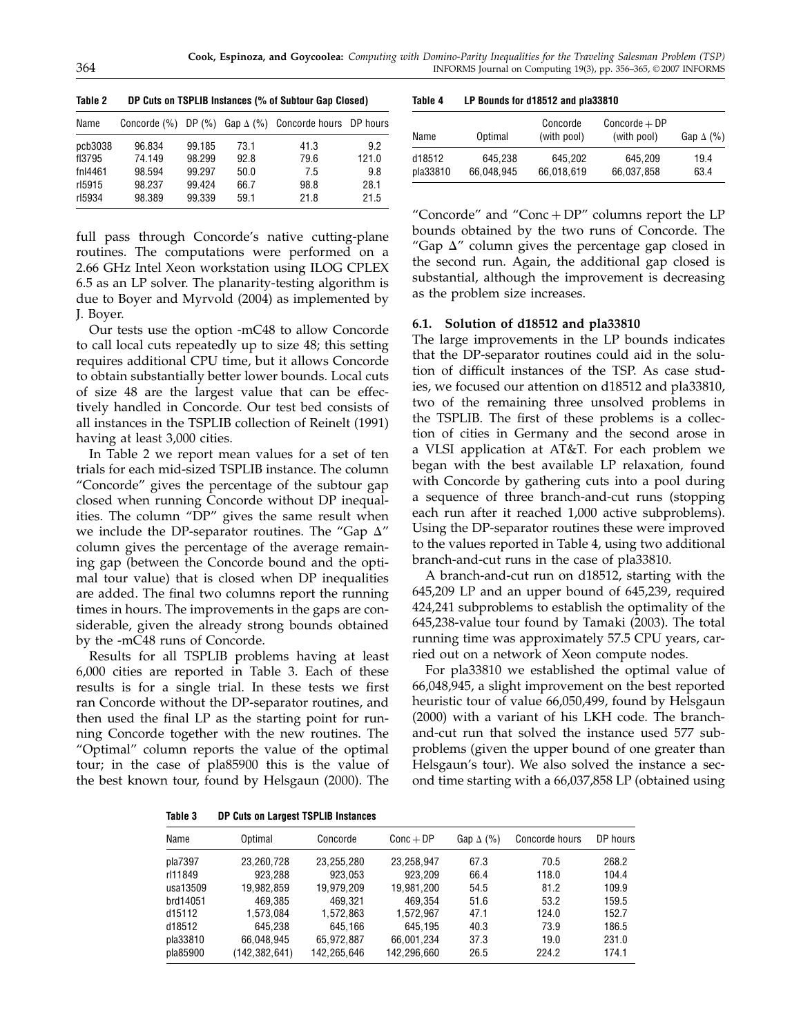**Table 2 DP Cuts on TSPLIB Instances (% of Subtour Gap Closed)**

| Name | Concorde (%) | DP (%) | Gap $\Delta$ (%) | Concorde hours | DP hours |
|---|---|---|---|---|---|
| pcb3038 | 96.834 | 99.185 | 73.1 | 41.3 | 9.2 |
| fl3795 | 74.149 | 98.299 | 92.8 | 79.6 | 121.0 |
| fnl4461 | 98.594 | 99.297 | 50.0 | 7.5 | 9.8 |
| rl5915 | 98.237 | 99.424 | 66.7 | 98.8 | 28.1 |
| rl5934 | 98.389 | 99.339 | 59.1 | 21.8 | 21.5 |

full pass through Concorde's native cutting-plane routines. The computations were performed on a 2.66 GHz Intel Xeon workstation using ILOG CPLEX 6.5 as an LP solver. The planarity-testing algorithm is due to Boyer and Myrvold (2004) as implemented by J. Boyer.

Our tests use the option -mC48 to allow Concorde to call local cuts repeatedly up to size 48; this setting requires additional CPU time, but it allows Concorde to obtain substantially better lower bounds. Local cuts of size 48 are the largest value that can be effectively handled in Concorde. Our test bed consists of all instances in the TSPLIB collection of Reinelt (1991) having at least 3,000 cities.

In Table 2 we report mean values for a set of ten trials for each mid-sized TSPLIB instance. The column "Concorde" gives the percentage of the subtour gap closed when running Concorde without DP inequalities. The column "DP" gives the same result when we include the DP-separator routines. The "Gap $\Delta$" column gives the percentage of the average remaining gap (between the Concorde bound and the optimal tour value) that is closed when DP inequalities are added. The final two columns report the running times in hours. The improvements in the gaps are considerable, given the already strong bounds obtained by the -mC48 runs of Concorde.

Results for all TSPLIB problems having at least 6,000 cities are reported in Table 3. Each of these results is for a single trial. In these tests we first ran Concorde without the DP-separator routines, and then used the final LP as the starting point for running Concorde together with the new routines. The "Optimal" column reports the value of the optimal tour; in the case of pla85900 this is the value of the best known tour, found by Helsgaun (2000). The "Concorde" and "Conc + DP" columns report the LP bounds obtained by the two runs of Concorde. The "Gap $\Delta$" column gives the percentage gap closed in the second run. Again, the additional gap closed is substantial, although the improvement is decreasing as the problem size increases.

**Table 3 DP Cuts on Largest TSPLIB Instances**

| Name | Optimal | Concorde | Conc + DP | Gap $\Delta$ (%) | Concorde hours | DP hours |
|---|---|---|---|---|---|---|
| pla7397 | 23,260,728 | 23,255,280 | 23,258,947 | 67.3 | 70.5 | 268.2 |
| rl11849 | 923,288 | 923,053 | 923,209 | 66.4 | 118.0 | 104.4 |
| usa13509 | 19,982,859 | 19,979,209 | 19,981,200 | 54.5 | 81.2 | 109.9 |
| brd14051 | 469,385 | 469,321 | 469,354 | 51.6 | 53.2 | 159.5 |
| d15112 | 1,573,084 | 1,572,863 | 1,572,967 | 47.1 | 124.0 | 152.7 |
| d18512 | 645,238 | 645,166 | 645,195 | 40.3 | 73.9 | 186.5 |
| pla33810 | 66,048,945 | 65,972,887 | 66,001,234 | 37.3 | 19.0 | 231.0 |
| pla85900 | (142,382,641) | 142,265,646 | 142,296,660 | 26.5 | 224.2 | 174.1 |

**Table 4 LP Bounds for d18512 and pla33810**

| Name | Optimal | Concorde (with pool) | Concorde + DP (with pool) | Gap $\Delta$ (%) |
|---|---|---|---|---|
| d18512 | 645,238 | 645,202 | 645,209 | 19.4 |
| pla33810 | 66,048,945 | 66,018,619 | 66,037,858 | 63.4 |

### 6.1. Solution of d18512 and pla33810

The large improvements in the LP bounds indicates that the DP-separator routines could aid in the solution of difficult instances of the TSP. As case studies, we focused our attention on d18512 and pla33810, two of the remaining three unsolved problems in the TSPLIB. The first of these problems is a collection of cities in Germany and the second arose in a VLSI application at AT&T. For each problem we began with the best available LP relaxation, found with Concorde by gathering cuts into a pool during a sequence of three branch-and-cut runs (stopping each run after it reached 1,000 active subproblems). Using the DP-separator routines these were improved to the values reported in Table 4, using two additional branch-and-cut runs in the case of pla33810.

A branch-and-cut run on d18512, starting with the 645,209 LP and an upper bound of 645,239, required 424,241 subproblems to establish the optimality of the 645,238-value tour found by Tamaki (2003). The total running time was approximately 57.5 CPU years, carried out on a network of Xeon compute nodes.

For pla33810 we established the optimal value of 66,048,945, a slight improvement on the best reported heuristic tour of value 66,050,499, found by Helsgaun (2000) with a variant of his LKH code. The branch-and-cut run that solved the instance used 577 subproblems (given the upper bound of one greater than Helsgaun's tour). We also solved the instance a second time starting with a 66,037,858 LP (obtained using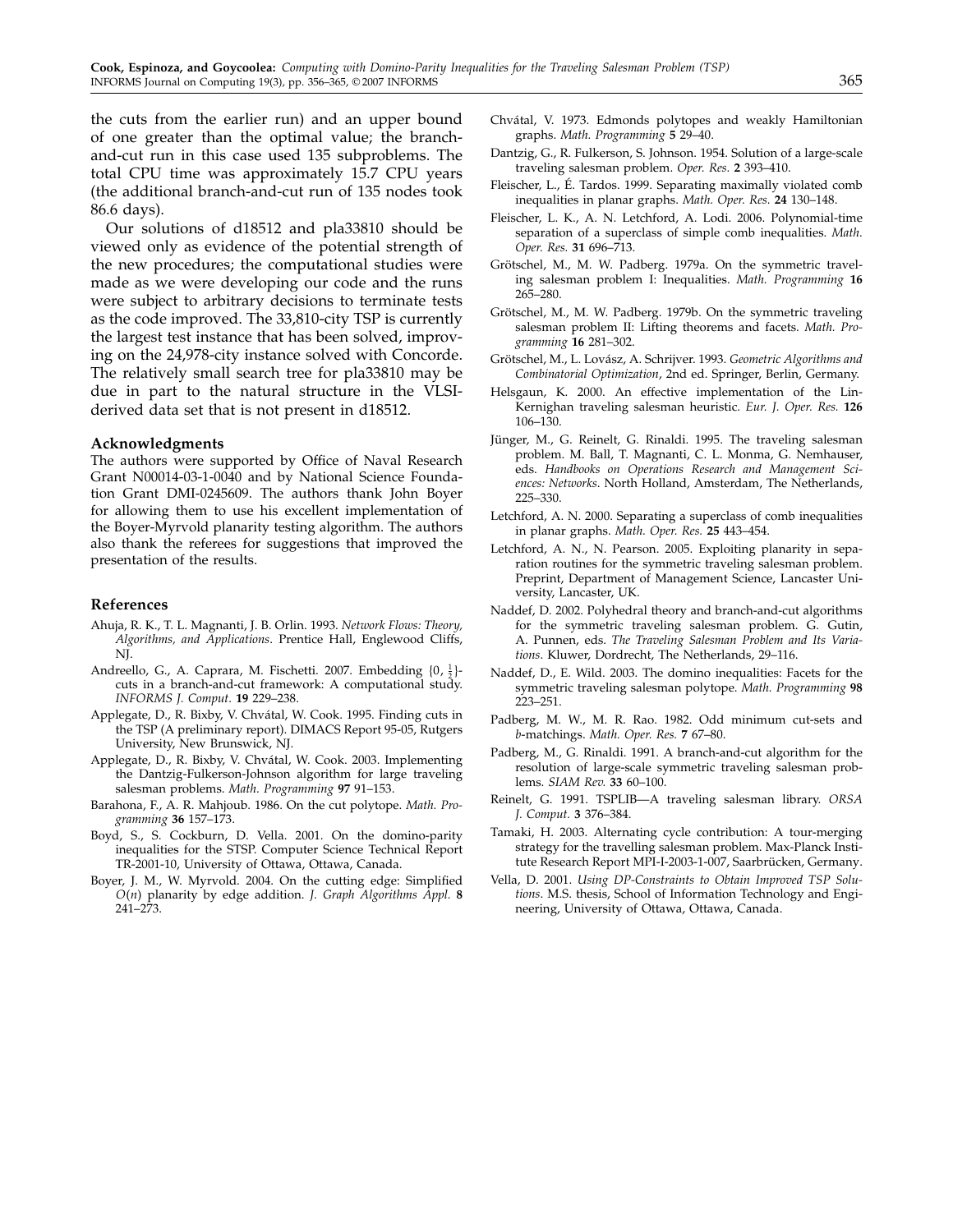the cuts from the earlier run) and an upper bound of one greater than the optimal value; the branch-and-cut run in this case used 135 subproblems. The total CPU time was approximately 15.7 CPU years (the additional branch-and-cut run of 135 nodes took 86.6 days).

Our solutions of d18512 and pla33810 should be viewed only as evidence of the potential strength of the new procedures; the computational studies were made as we were developing our code and the runs were subject to arbitrary decisions to terminate tests as the code improved. The 33,810-city TSP is currently the largest test instance that has been solved, improving on the 24,978-city instance solved with Concorde. The relatively small search tree for pla33810 may be due in part to the natural structure in the VLSI-derived data set that is not present in d18512.

### Acknowledgments

The authors were supported by Office of Naval Research Grant N00014-03-1-0040 and by National Science Foundation Grant DMI-0245609. The authors thank John Boyer for allowing them to use his excellent implementation of the Boyer-Myrvold planarity testing algorithm. The authors also thank the referees for suggestions that improved the presentation of the results.

## References

Ahuja, R. K., T. L. Magnanti, J. B. Orlin. 1993. *Network Flows: Theory, Algorithms, and Applications*. Prentice Hall, Englewood Cliffs, NJ.

Andreello, G., A. Caprara, M. Fischetti. 2007. Embedding $\{0, \frac{1}{2}\}$-cuts in a branch-and-cut framework: A computational study. *INFORMS J. Comput.* **19** 229–238.

Applegate, D., R. Bixby, V. Chvátal, W. Cook. 1995. Finding cuts in the TSP (A preliminary report). DIMACS Report 95-05, Rutgers University, New Brunswick, NJ.

Applegate, D., R. Bixby, V. Chvátal, W. Cook. 2003. Implementing the Dantzig-Fulkerson-Johnson algorithm for large traveling salesman problems. *Math. Programming* **97** 91–153.

Barahona, F., A. R. Mahjoub. 1986. On the cut polytope. *Math. Programming* **36** 157–173.

Boyd, S., S. Cockburn, D. Vella. 2001. On the domino-parity inequalities for the STSP. Computer Science Technical Report TR-2001-10, University of Ottawa, Ottawa, Canada.

Boyer, J. M., W. Myrvold. 2004. On the cutting edge: Simplified $O(n)$ planarity by edge addition. *J. Graph Algorithms Appl.* **8** 241–273.

Chvátal, V. 1973. Edmonds polytopes and weakly Hamiltonian graphs. *Math. Programming* **5** 29–40.

Dantzig, G., R. Fulkerson, S. Johnson. 1954. Solution of a large-scale traveling salesman problem. *Oper. Res.* **2** 393–410.

Fleischer, L., É. Tardos. 1999. Separating maximally violated comb inequalities in planar graphs. *Math. Oper. Res.* **24** 130–148.

Fleischer, L. K., A. N. Letchford, A. Lodi. 2006. Polynomial-time separation of a superclass of simple comb inequalities. *Math. Oper. Res.* **31** 696–713.

Grötschel, M., M. W. Padberg. 1979a. On the symmetric traveling salesman problem I: Inequalities. *Math. Programming* **16** 265–280.

Grötschel, M., M. W. Padberg. 1979b. On the symmetric traveling salesman problem II: Lifting theorems and facets. *Math. Programming* **16** 281–302.

Grötschel, M., L. Lovász, A. Schrijver. 1993. *Geometric Algorithms and Combinatorial Optimization*, 2nd ed. Springer, Berlin, Germany.

Helsgaun, K. 2000. An effective implementation of the Lin-Kernighan traveling salesman heuristic. *Eur. J. Oper. Res.* **126** 106–130.

Jünger, M., G. Reinelt, G. Rinaldi. 1995. The traveling salesman problem. M. Ball, T. Magnanti, C. L. Monma, G. Nemhauser, eds. *Handbooks on Operations Research and Management Sciences: Networks*. North Holland, Amsterdam, The Netherlands, 225–330.

Letchford, A. N. 2000. Separating a superclass of comb inequalities in planar graphs. *Math. Oper. Res.* **25** 443–454.

Letchford, A. N., N. Pearson. 2005. Exploiting planarity in separation routines for the symmetric traveling salesman problem. Preprint, Department of Management Science, Lancaster University, Lancaster, UK.

Naddef, D. 2002. Polyhedral theory and branch-and-cut algorithms for the symmetric traveling salesman problem. G. Gutin, A. Punnen, eds. *The Traveling Salesman Problem and Its Variations*. Kluwer, Dordrecht, The Netherlands, 29–116.

Naddef, D., E. Wild. 2003. The domino inequalities: Facets for the symmetric traveling salesman polytope. *Math. Programming* **98** 223–251.

Padberg, M. W., M. R. Rao. 1982. Odd minimum cut-sets and *b*-matchings. *Math. Oper. Res.* **7** 67–80.

Padberg, M., G. Rinaldi. 1991. A branch-and-cut algorithm for the resolution of large-scale symmetric traveling salesman problems. *SIAM Rev.* **33** 60–100.

Reinelt, G. 1991. TSPLIB—A traveling salesman library. *ORSA J. Comput.* **3** 376–384.

Tamaki, H. 2003. Alternating cycle contribution: A tour-merging strategy for the travelling salesman problem. Max-Planck Institute Research Report MPI-I-2003-1-007, Saarbrücken, Germany.

Vella, D. 2001. *Using DP-Constraints to Obtain Improved TSP Solutions*. M.S. thesis, School of Information Technology and Engineering, University of Ottawa, Ottawa, Canada.